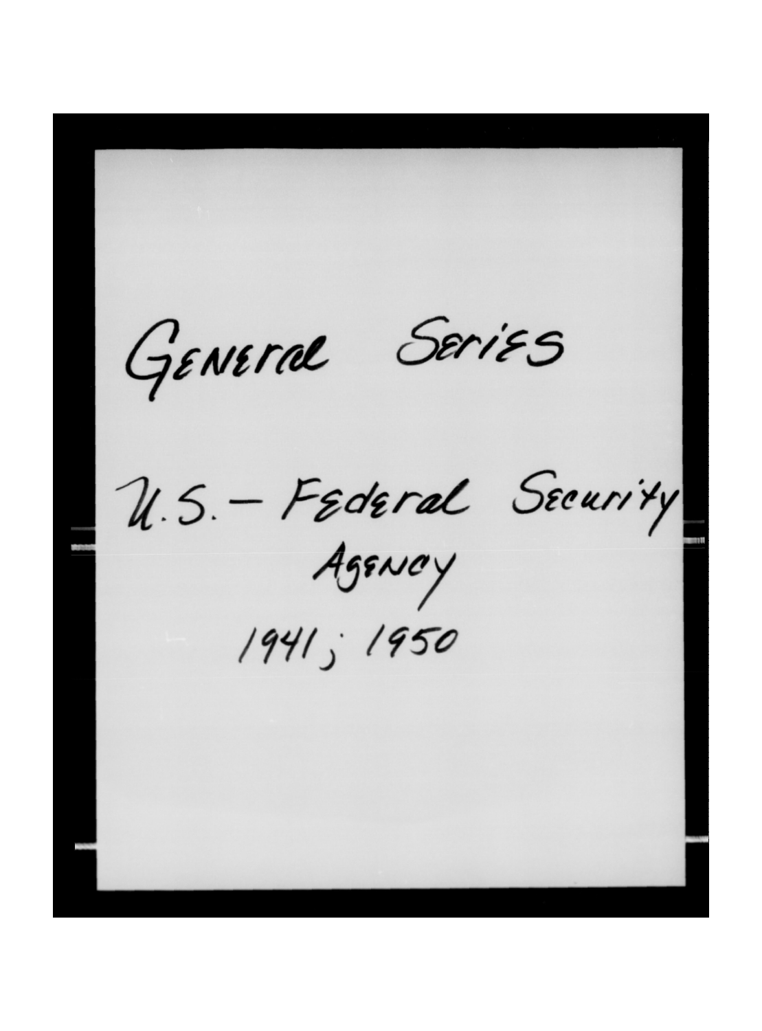General Series

U.S. – Federal Security Agency

1941; 1950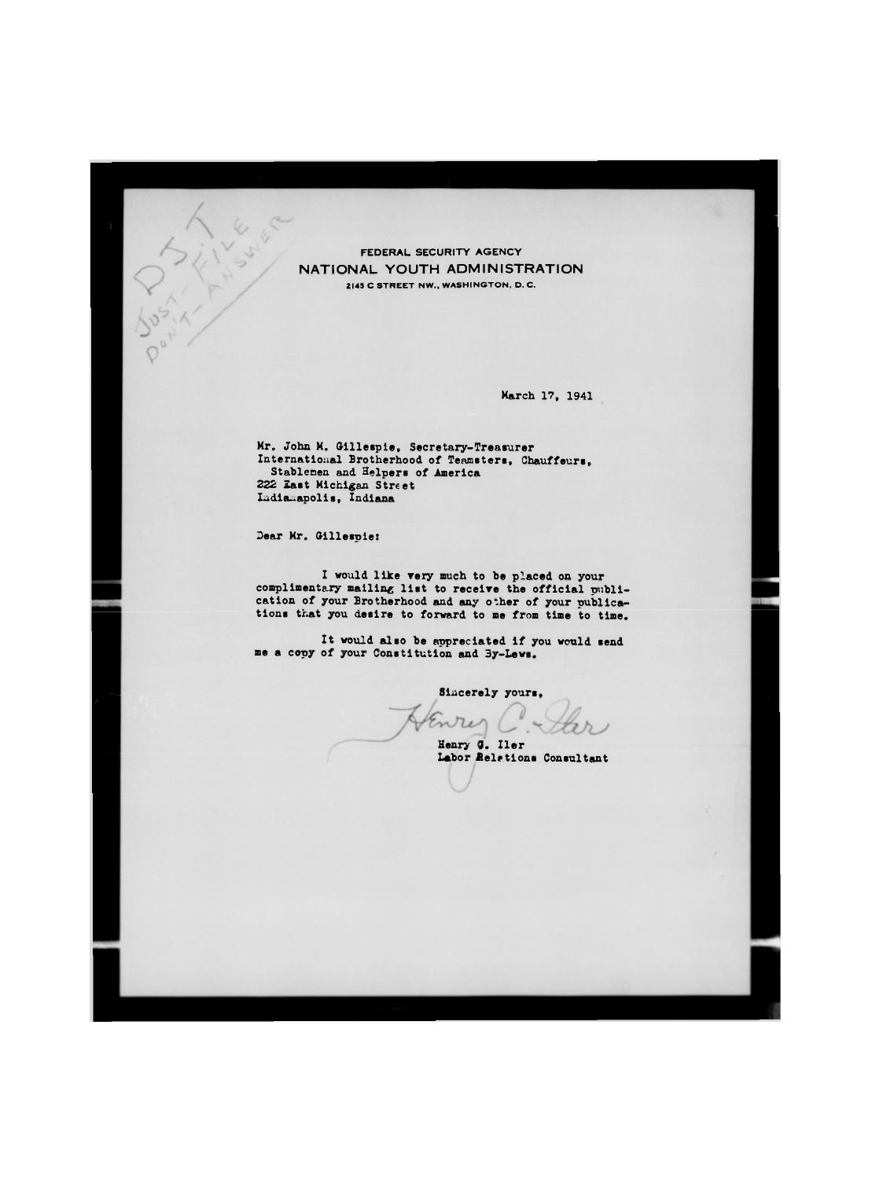DJT JUST FILE DON'T ANSWER

FEDERAL SECURITY AGENCY
NATIONAL YOUTH ADMINISTRATION
2145 C STREET NW., WASHINGTON, D. C.

March 17, 1941

Mr. John M. Gillespie, Secretary-Treasurer
International Brotherhood of Teamsters, Chauffeurs,
Stablemen and Helpers of America
222 East Michigan Street
Indianapolis, Indiana

Dear Mr. Gillespie:

I would like very much to be placed on your complimentary mailing list to receive the official publication of your Brotherhood and any other of your publications that you desire to forward to me from time to time.

It would also be appreciated if you would send me a copy of your Constitution and By-Laws.

Sincerely yours,

Henry C. Iler

Henry C. Iler
Labor Relations Consultant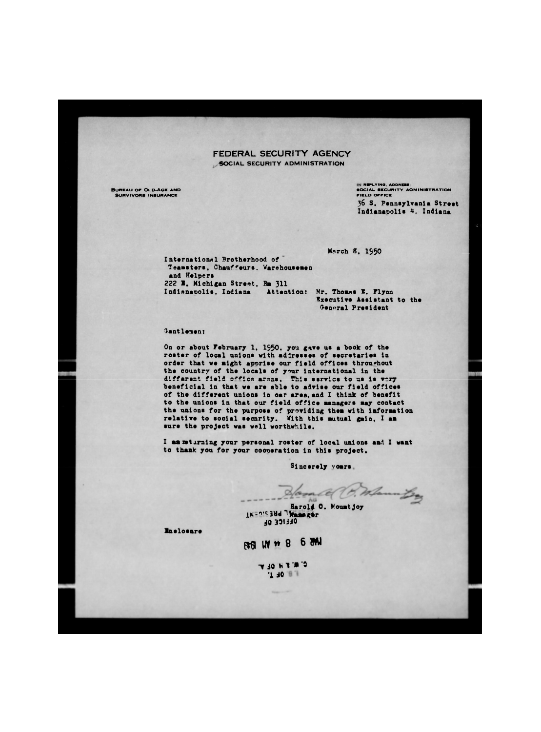# FEDERAL SECURITY AGENCY

## SOCIAL SECURITY ADMINISTRATION

BUREAU OF OLD-AGE AND SURVIVORS INSURANCE

IN REPLYING, ADDRESS:
SOCIAL SECURITY ADMINISTRATION
FIELD OFFICE
36 S. Pennsylvania Street
Indianapolis 4, Indiana

March 8, 1950

International Brotherhood of Teamsters, Chauffeurs, Warehousemen and Helpers
222 E. Michigan Street, Rm 311
Indianapolis, Indiana    Attention: Mr. Thomas E. Flynn
Executive Assistant to the General President

Gentlemen:

On or about February 1, 1950, you gave us a book of the roster of local unions with addresses of secretaries in order that we might apprise our field offices throughout the country of the locals of your international in the different field office areas. This service to us is very beneficial in that we are able to advise our field offices of the different unions in our area, and I think of benefit to the unions in that our field office managers may contact the unions for the purpose of providing them with information relative to social security. With this mutual gain, I am sure the project was well worthwhile.

I am returning your personal roster of local unions and I want to thank you for your cooperation in this project.

Sincerely yours,

Harold O. Mountjoy
Manager

Enclosure

OFFICE OF GEN'L PRES.-INT.

MAR 9 8 44 AM '50

I. B. OF T., C., W. & H. OF A.